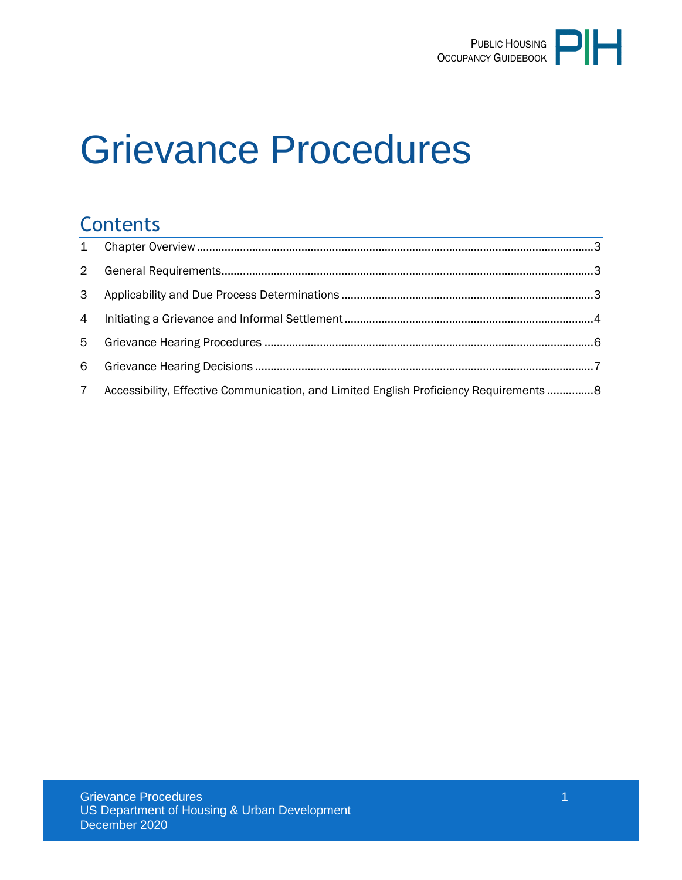# Grievance Procedures

## Contents

| | | |
|---|---|---|
| 1 | Chapter Overview | 3 |
| 2 | General Requirements | 3 |
| 3 | Applicability and Due Process Determinations | 3 |
| 4 | Initiating a Grievance and Informal Settlement | 4 |
| 5 | Grievance Hearing Procedures | 6 |
| 6 | Grievance Hearing Decisions | 7 |
| 7 | Accessibility, Effective Communication, and Limited English Proficiency Requirements | 8 |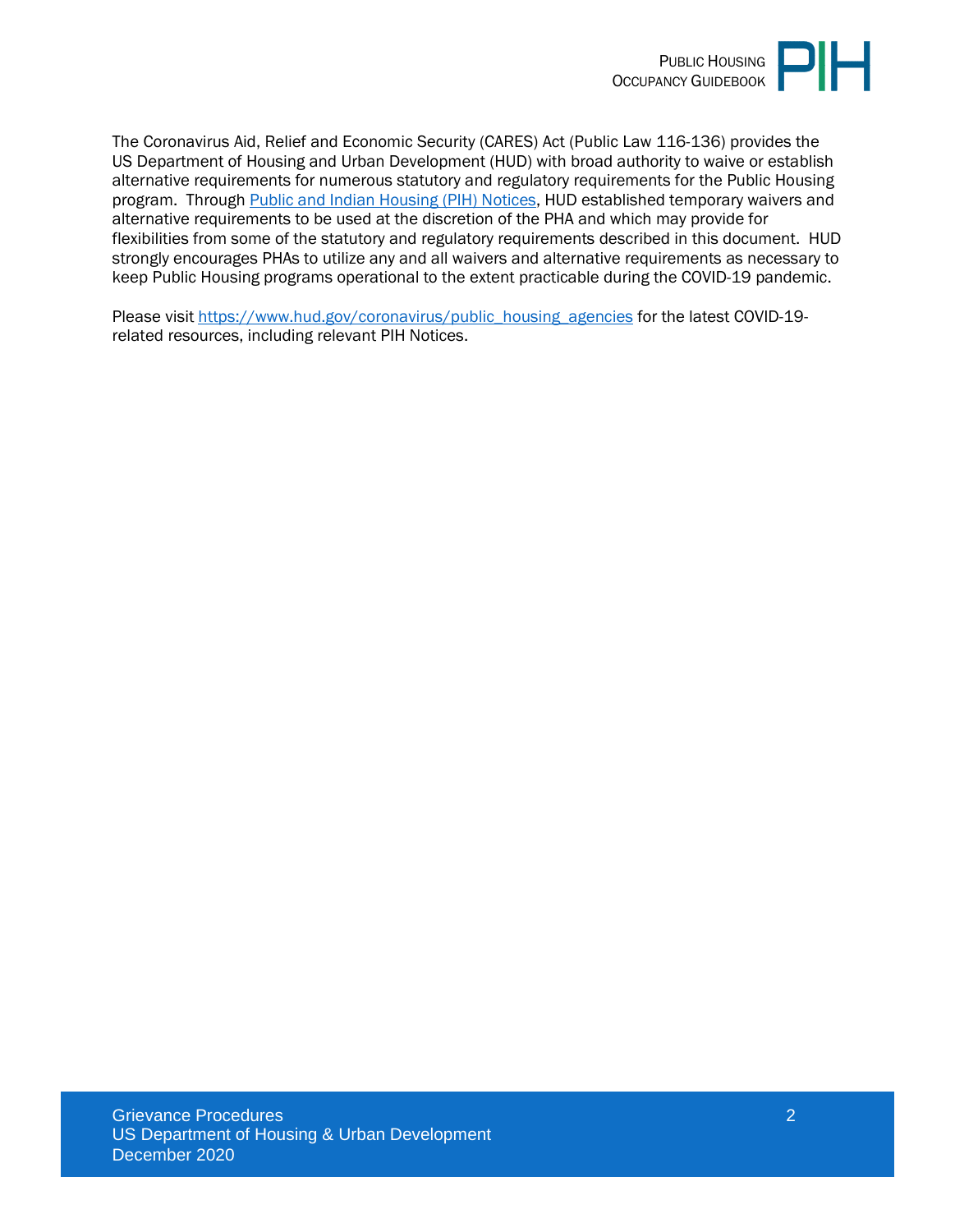The Coronavirus Aid, Relief and Economic Security (CARES) Act (Public Law 116-136) provides the US Department of Housing and Urban Development (HUD) with broad authority to waive or establish alternative requirements for numerous statutory and regulatory requirements for the Public Housing program. Through [Public and Indian Housing (PIH) Notices](https://www.hud.gov/coronavirus/public_housing_agencies), HUD established temporary waivers and alternative requirements to be used at the discretion of the PHA and which may provide for flexibilities from some of the statutory and regulatory requirements described in this document. HUD strongly encourages PHAs to utilize any and all waivers and alternative requirements as necessary to keep Public Housing programs operational to the extent practicable during the COVID-19 pandemic.

Please visit [https://www.hud.gov/coronavirus/public_housing_agencies](https://www.hud.gov/coronavirus/public_housing_agencies) for the latest COVID-19-related resources, including relevant PIH Notices.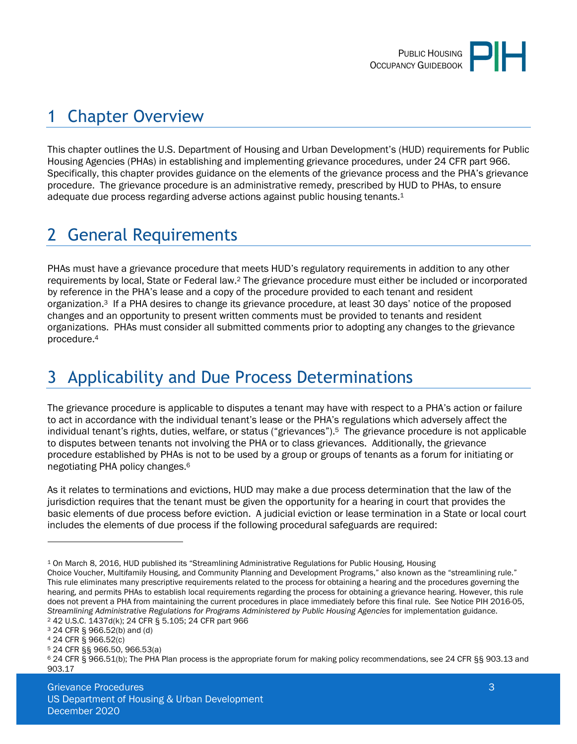# 1 Chapter Overview

This chapter outlines the U.S. Department of Housing and Urban Development's (HUD) requirements for Public Housing Agencies (PHAs) in establishing and implementing grievance procedures, under 24 CFR part 966. Specifically, this chapter provides guidance on the elements of the grievance process and the PHA's grievance procedure. The grievance procedure is an administrative remedy, prescribed by HUD to PHAs, to ensure adequate due process regarding adverse actions against public housing tenants.[1]

# 2 General Requirements

PHAs must have a grievance procedure that meets HUD's regulatory requirements in addition to any other requirements by local, State or Federal law.[2] The grievance procedure must either be included or incorporated by reference in the PHA's lease and a copy of the procedure provided to each tenant and resident organization.[3] If a PHA desires to change its grievance procedure, at least 30 days' notice of the proposed changes and an opportunity to present written comments must be provided to tenants and resident organizations. PHAs must consider all submitted comments prior to adopting any changes to the grievance procedure.[4]

# 3 Applicability and Due Process Determinations

The grievance procedure is applicable to disputes a tenant may have with respect to a PHA's action or failure to act in accordance with the individual tenant's lease or the PHA's regulations which adversely affect the individual tenant's rights, duties, welfare, or status ("grievances").[5] The grievance procedure is not applicable to disputes between tenants not involving the PHA or to class grievances. Additionally, the grievance procedure established by PHAs is not to be used by a group or groups of tenants as a forum for initiating or negotiating PHA policy changes.[6]

As it relates to terminations and evictions, HUD may make a due process determination that the law of the jurisdiction requires that the tenant must be given the opportunity for a hearing in court that provides the basic elements of due process before eviction. A judicial eviction or lease termination in a State or local court includes the elements of due process if the following procedural safeguards are required:

---

[1] On March 8, 2016, HUD published its "Streamlining Administrative Regulations for Public Housing, Housing Choice Voucher, Multifamily Housing, and Community Planning and Development Programs," also known as the "streamlining rule." This rule eliminates many prescriptive requirements related to the process for obtaining a hearing and the procedures governing the hearing, and permits PHAs to establish local requirements regarding the process for obtaining a grievance hearing. However, this rule does not prevent a PHA from maintaining the current procedures in place immediately before this final rule. See Notice PIH 2016-05, *Streamlining Administrative Regulations for Programs Administered by Public Housing Agencies* for implementation guidance.

[2] 42 U.S.C. 1437d(k); 24 CFR § 5.105; 24 CFR part 966

[3] 24 CFR § 966.52(b) and (d)

[4] 24 CFR § 966.52(c)

[5] 24 CFR §§ 966.50, 966.53(a)

[6] 24 CFR § 966.51(b); The PHA Plan process is the appropriate forum for making policy recommendations, see 24 CFR §§ 903.13 and 903.17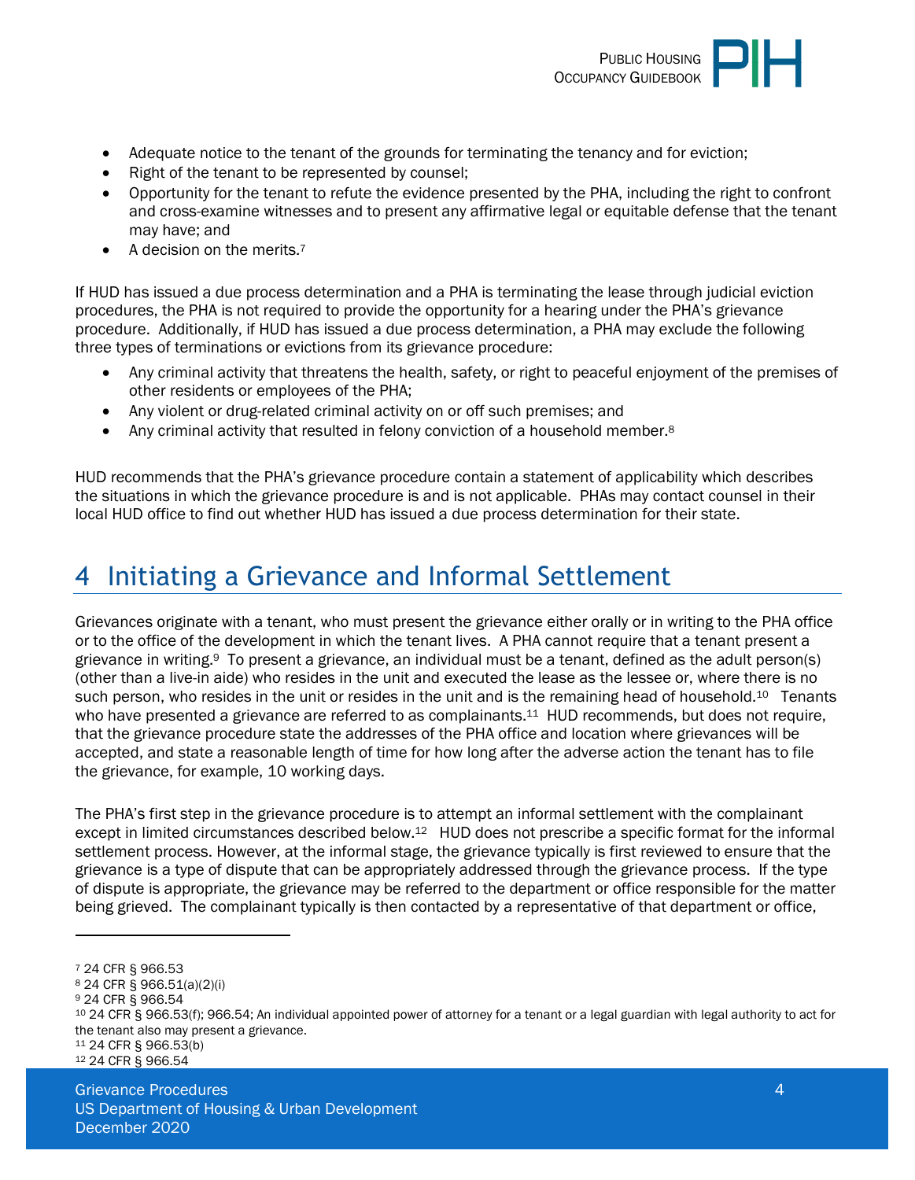- Adequate notice to the tenant of the grounds for terminating the tenancy and for eviction;
- Right of the tenant to be represented by counsel;
- Opportunity for the tenant to refute the evidence presented by the PHA, including the right to confront and cross-examine witnesses and to present any affirmative legal or equitable defense that the tenant may have; and
- A decision on the merits.[7]

If HUD has issued a due process determination and a PHA is terminating the lease through judicial eviction procedures, the PHA is not required to provide the opportunity for a hearing under the PHA's grievance procedure. Additionally, if HUD has issued a due process determination, a PHA may exclude the following three types of terminations or evictions from its grievance procedure:

- Any criminal activity that threatens the health, safety, or right to peaceful enjoyment of the premises of other residents or employees of the PHA;
- Any violent or drug-related criminal activity on or off such premises; and
- Any criminal activity that resulted in felony conviction of a household member.[8]

HUD recommends that the PHA's grievance procedure contain a statement of applicability which describes the situations in which the grievance procedure is and is not applicable. PHAs may contact counsel in their local HUD office to find out whether HUD has issued a due process determination for their state.

# 4 Initiating a Grievance and Informal Settlement

Grievances originate with a tenant, who must present the grievance either orally or in writing to the PHA office or to the office of the development in which the tenant lives. A PHA cannot require that a tenant present a grievance in writing.[9] To present a grievance, an individual must be a tenant, defined as the adult person(s) (other than a live-in aide) who resides in the unit and executed the lease as the lessee or, where there is no such person, who resides in the unit or resides in the unit and is the remaining head of household.[10] Tenants who have presented a grievance are referred to as complainants.[11] HUD recommends, but does not require, that the grievance procedure state the addresses of the PHA office and location where grievances will be accepted, and state a reasonable length of time for how long after the adverse action the tenant has to file the grievance, for example, 10 working days.

The PHA's first step in the grievance procedure is to attempt an informal settlement with the complainant except in limited circumstances described below.[12] HUD does not prescribe a specific format for the informal settlement process. However, at the informal stage, the grievance typically is first reviewed to ensure that the grievance is a type of dispute that can be appropriately addressed through the grievance process. If the type of dispute is appropriate, the grievance may be referred to the department or office responsible for the matter being grieved. The complainant typically is then contacted by a representative of that department or office,

---

[7] 24 CFR § 966.53

[8] 24 CFR § 966.51(a)(2)(i)

[9] 24 CFR § 966.54

[10] 24 CFR § 966.53(f); 966.54; An individual appointed power of attorney for a tenant or a legal guardian with legal authority to act for the tenant also may present a grievance.

[11] 24 CFR § 966.53(b)

[12] 24 CFR § 966.54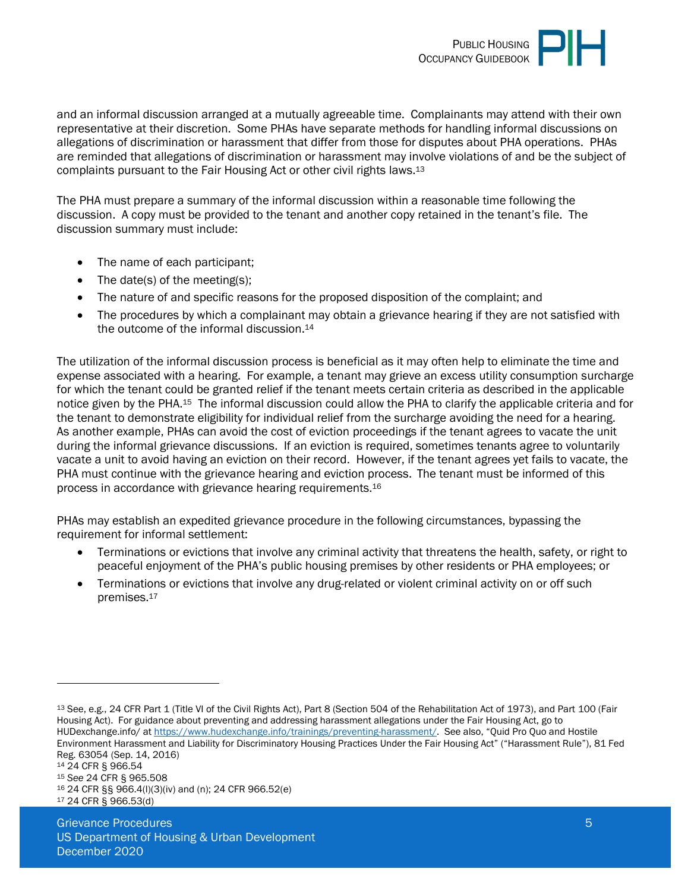and an informal discussion arranged at a mutually agreeable time. Complainants may attend with their own representative at their discretion. Some PHAs have separate methods for handling informal discussions on allegations of discrimination or harassment that differ from those for disputes about PHA operations. PHAs are reminded that allegations of discrimination or harassment may involve violations of and be the subject of complaints pursuant to the Fair Housing Act or other civil rights laws.[13]

The PHA must prepare a summary of the informal discussion within a reasonable time following the discussion. A copy must be provided to the tenant and another copy retained in the tenant's file. The discussion summary must include:

- The name of each participant;
- The date(s) of the meeting(s);
- The nature of and specific reasons for the proposed disposition of the complaint; and
- The procedures by which a complainant may obtain a grievance hearing if they are not satisfied with the outcome of the informal discussion.[14]

The utilization of the informal discussion process is beneficial as it may often help to eliminate the time and expense associated with a hearing. For example, a tenant may grieve an excess utility consumption surcharge for which the tenant could be granted relief if the tenant meets certain criteria as described in the applicable notice given by the PHA.[15] The informal discussion could allow the PHA to clarify the applicable criteria and for the tenant to demonstrate eligibility for individual relief from the surcharge avoiding the need for a hearing. As another example, PHAs can avoid the cost of eviction proceedings if the tenant agrees to vacate the unit during the informal grievance discussions. If an eviction is required, sometimes tenants agree to voluntarily vacate a unit to avoid having an eviction on their record. However, if the tenant agrees yet fails to vacate, the PHA must continue with the grievance hearing and eviction process. The tenant must be informed of this process in accordance with grievance hearing requirements.[16]

PHAs may establish an expedited grievance procedure in the following circumstances, bypassing the requirement for informal settlement:

- Terminations or evictions that involve any criminal activity that threatens the health, safety, or right to peaceful enjoyment of the PHA's public housing premises by other residents or PHA employees; or
- Terminations or evictions that involve any drug-related or violent criminal activity on or off such premises.[17]

---

[13] See, e.g., 24 CFR Part 1 (Title VI of the Civil Rights Act), Part 8 (Section 504 of the Rehabilitation Act of 1973), and Part 100 (Fair Housing Act). For guidance about preventing and addressing harassment allegations under the Fair Housing Act, go to HUDexchange.info/ at https://www.hudexchange.info/trainings/preventing-harassment/. See also, "Quid Pro Quo and Hostile Environment Harassment and Liability for Discriminatory Housing Practices Under the Fair Housing Act" ("Harassment Rule"), 81 Fed Reg. 63054 (Sep. 14, 2016)

[14] 24 CFR § 966.54

[15] *See* 24 CFR § 965.508

[16] 24 CFR §§ 966.4(l)(3)(iv) and (n); 24 CFR 966.52(e)

[17] 24 CFR § 966.53(d)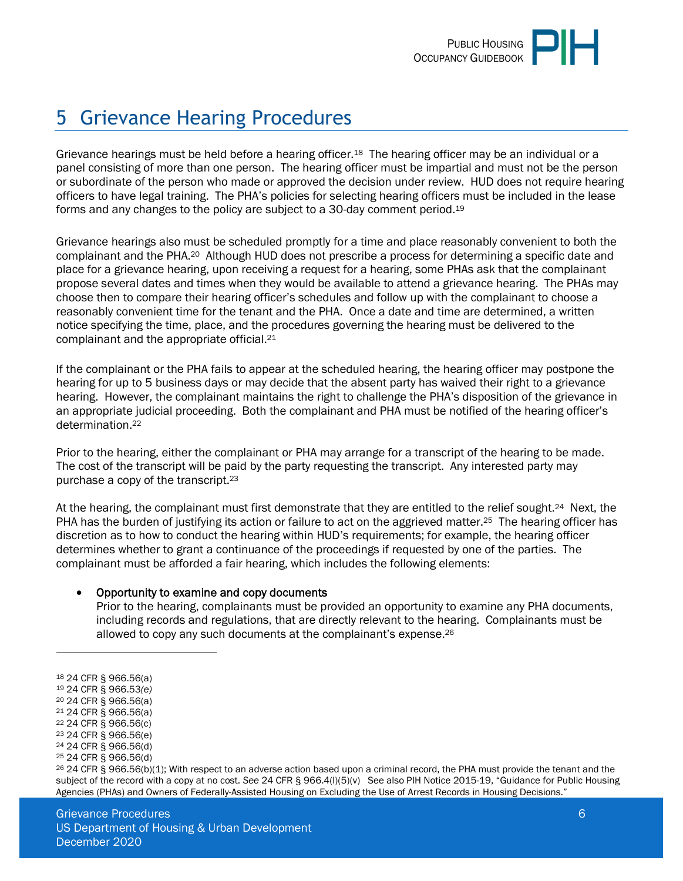# 5 Grievance Hearing Procedures

Grievance hearings must be held before a hearing officer.[18] The hearing officer may be an individual or a panel consisting of more than one person. The hearing officer must be impartial and must not be the person or subordinate of the person who made or approved the decision under review. HUD does not require hearing officers to have legal training. The PHA's policies for selecting hearing officers must be included in the lease forms and any changes to the policy are subject to a 30-day comment period.[19]

Grievance hearings also must be scheduled promptly for a time and place reasonably convenient to both the complainant and the PHA.[20] Although HUD does not prescribe a process for determining a specific date and place for a grievance hearing, upon receiving a request for a hearing, some PHAs ask that the complainant propose several dates and times when they would be available to attend a grievance hearing. The PHAs may choose then to compare their hearing officer's schedules and follow up with the complainant to choose a reasonably convenient time for the tenant and the PHA. Once a date and time are determined, a written notice specifying the time, place, and the procedures governing the hearing must be delivered to the complainant and the appropriate official.[21]

If the complainant or the PHA fails to appear at the scheduled hearing, the hearing officer may postpone the hearing for up to 5 business days or may decide that the absent party has waived their right to a grievance hearing. However, the complainant maintains the right to challenge the PHA's disposition of the grievance in an appropriate judicial proceeding. Both the complainant and PHA must be notified of the hearing officer's determination.[22]

Prior to the hearing, either the complainant or PHA may arrange for a transcript of the hearing to be made. The cost of the transcript will be paid by the party requesting the transcript. Any interested party may purchase a copy of the transcript.[23]

At the hearing, the complainant must first demonstrate that they are entitled to the relief sought.[24] Next, the PHA has the burden of justifying its action or failure to act on the aggrieved matter.[25] The hearing officer has discretion as to how to conduct the hearing within HUD's requirements; for example, the hearing officer determines whether to grant a continuance of the proceedings if requested by one of the parties. The complainant must be afforded a fair hearing, which includes the following elements:

- Opportunity to examine and copy documents
  Prior to the hearing, complainants must be provided an opportunity to examine any PHA documents, including records and regulations, that are directly relevant to the hearing. Complainants must be allowed to copy any such documents at the complainant's expense.[26]

---

[18] 24 CFR § 966.56(a)
[19] 24 CFR § 966.53*(e)*
[20] 24 CFR § 966.56(a)
[21] 24 CFR § 966.56(a)
[22] 24 CFR § 966.56(c)
[23] 24 CFR § 966.56(e)
[24] 24 CFR § 966.56(d)
[25] 24 CFR § 966.56(d)
[26] 24 CFR § 966.56(b)(1); With respect to an adverse action based upon a criminal record, the PHA must provide the tenant and the subject of the record with a copy at no cost. *See* 24 CFR § 966.4(l)(5)(v) See also PIH Notice 2015-19, "Guidance for Public Housing Agencies (PHAs) and Owners of Federally-Assisted Housing on Excluding the Use of Arrest Records in Housing Decisions."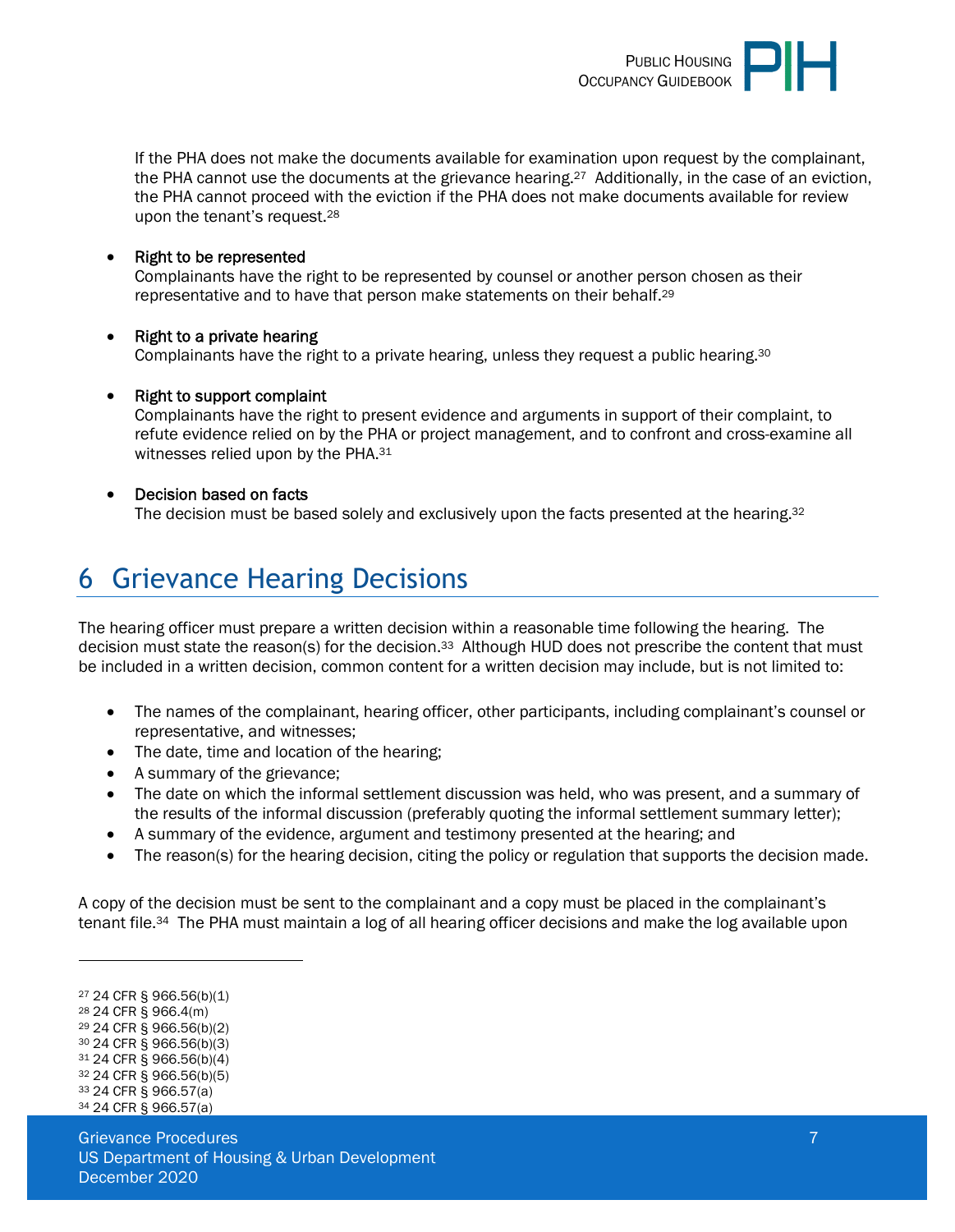If the PHA does not make the documents available for examination upon request by the complainant, the PHA cannot use the documents at the grievance hearing.[27] Additionally, in the case of an eviction, the PHA cannot proceed with the eviction if the PHA does not make documents available for review upon the tenant's request.[28]

- Right to be represented
  Complainants have the right to be represented by counsel or another person chosen as their representative and to have that person make statements on their behalf.[29]

- Right to a private hearing
  Complainants have the right to a private hearing, unless they request a public hearing.[30]

- Right to support complaint
  Complainants have the right to present evidence and arguments in support of their complaint, to refute evidence relied on by the PHA or project management, and to confront and cross-examine all witnesses relied upon by the PHA.[31]

- Decision based on facts
  The decision must be based solely and exclusively upon the facts presented at the hearing.[32]

# 6 Grievance Hearing Decisions

The hearing officer must prepare a written decision within a reasonable time following the hearing. The decision must state the reason(s) for the decision.[33] Although HUD does not prescribe the content that must be included in a written decision, common content for a written decision may include, but is not limited to:

- The names of the complainant, hearing officer, other participants, including complainant's counsel or representative, and witnesses;
- The date, time and location of the hearing;
- A summary of the grievance;
- The date on which the informal settlement discussion was held, who was present, and a summary of the results of the informal discussion (preferably quoting the informal settlement summary letter);
- A summary of the evidence, argument and testimony presented at the hearing; and
- The reason(s) for the hearing decision, citing the policy or regulation that supports the decision made.

A copy of the decision must be sent to the complainant and a copy must be placed in the complainant's tenant file.[34] The PHA must maintain a log of all hearing officer decisions and make the log available upon

---

[27] 24 CFR § 966.56(b)(1)
[28] 24 CFR § 966.4(m)
[29] 24 CFR § 966.56(b)(2)
[30] 24 CFR § 966.56(b)(3)
[31] 24 CFR § 966.56(b)(4)
[32] 24 CFR § 966.56(b)(5)
[33] 24 CFR § 966.57(a)
[34] 24 CFR § 966.57(a)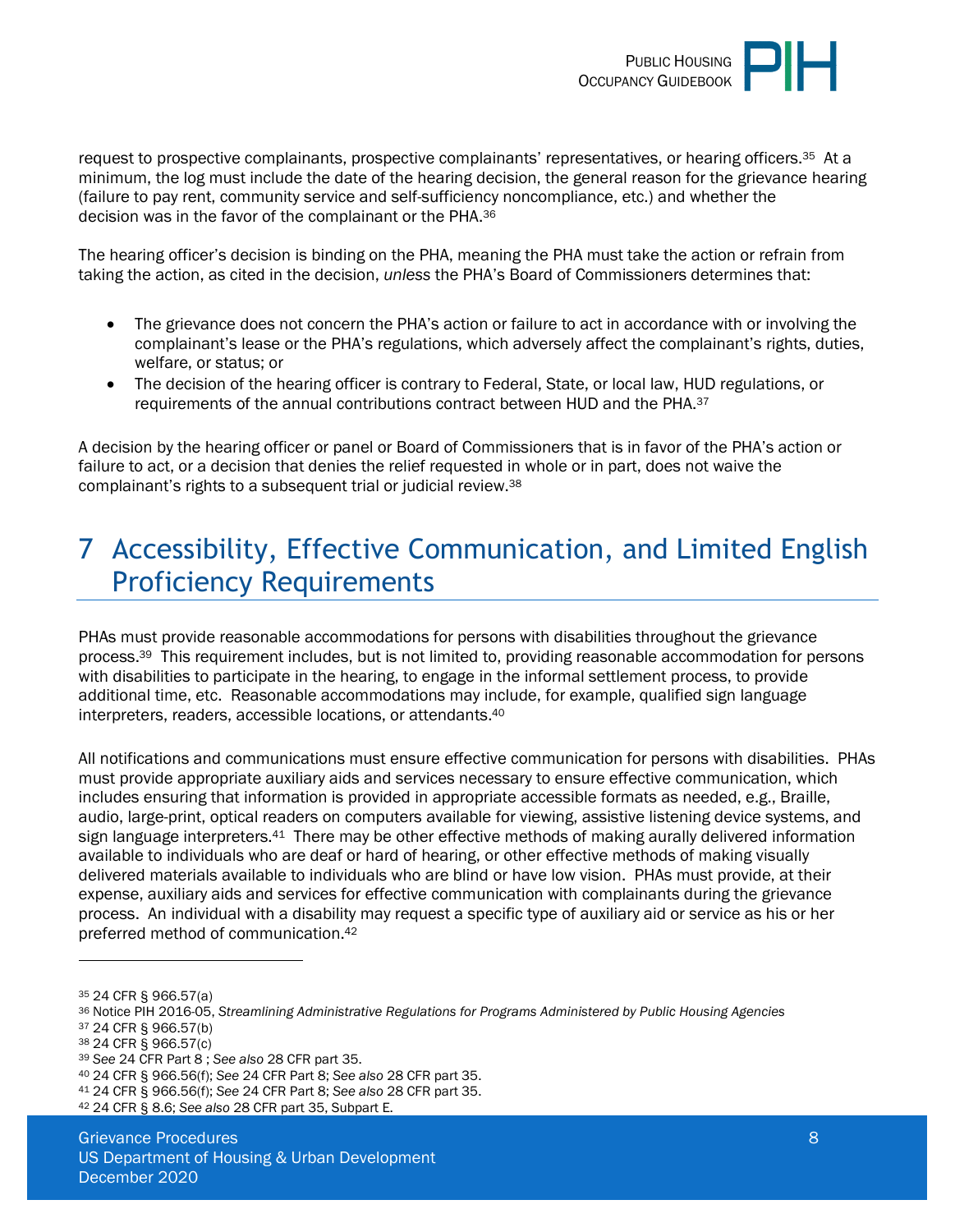request to prospective complainants, prospective complainants' representatives, or hearing officers.[35] At a minimum, the log must include the date of the hearing decision, the general reason for the grievance hearing (failure to pay rent, community service and self-sufficiency noncompliance, etc.) and whether the decision was in the favor of the complainant or the PHA.[36]

The hearing officer's decision is binding on the PHA, meaning the PHA must take the action or refrain from taking the action, as cited in the decision, *unless* the PHA's Board of Commissioners determines that:

- The grievance does not concern the PHA's action or failure to act in accordance with or involving the complainant's lease or the PHA's regulations, which adversely affect the complainant's rights, duties, welfare, or status; or
- The decision of the hearing officer is contrary to Federal, State, or local law, HUD regulations, or requirements of the annual contributions contract between HUD and the PHA.[37]

A decision by the hearing officer or panel or Board of Commissioners that is in favor of the PHA's action or failure to act, or a decision that denies the relief requested in whole or in part, does not waive the complainant's rights to a subsequent trial or judicial review.[38]

# 7 Accessibility, Effective Communication, and Limited English Proficiency Requirements

PHAs must provide reasonable accommodations for persons with disabilities throughout the grievance process.[39] This requirement includes, but is not limited to, providing reasonable accommodation for persons with disabilities to participate in the hearing, to engage in the informal settlement process, to provide additional time, etc. Reasonable accommodations may include, for example, qualified sign language interpreters, readers, accessible locations, or attendants.[40]

All notifications and communications must ensure effective communication for persons with disabilities. PHAs must provide appropriate auxiliary aids and services necessary to ensure effective communication, which includes ensuring that information is provided in appropriate accessible formats as needed, e.g., Braille, audio, large-print, optical readers on computers available for viewing, assistive listening device systems, and sign language interpreters.[41] There may be other effective methods of making aurally delivered information available to individuals who are deaf or hard of hearing, or other effective methods of making visually delivered materials available to individuals who are blind or have low vision. PHAs must provide, at their expense, auxiliary aids and services for effective communication with complainants during the grievance process. An individual with a disability may request a specific type of auxiliary aid or service as his or her preferred method of communication.[42]

---

[35] 24 CFR § 966.57(a)
[36] Notice PIH 2016-05, *Streamlining Administrative Regulations for Programs Administered by Public Housing Agencies*
[37] 24 CFR § 966.57(b)
[38] 24 CFR § 966.57(c)
[39] *See* 24 CFR Part 8 ; *See also* 28 CFR part 35.
[40] 24 CFR § 966.56(f); *See* 24 CFR Part 8; *See also* 28 CFR part 35.
[41] 24 CFR § 966.56(f); *See* 24 CFR Part 8; *See also* 28 CFR part 35.
[42] 24 CFR § 8.6; *See also* 28 CFR part 35, Subpart E.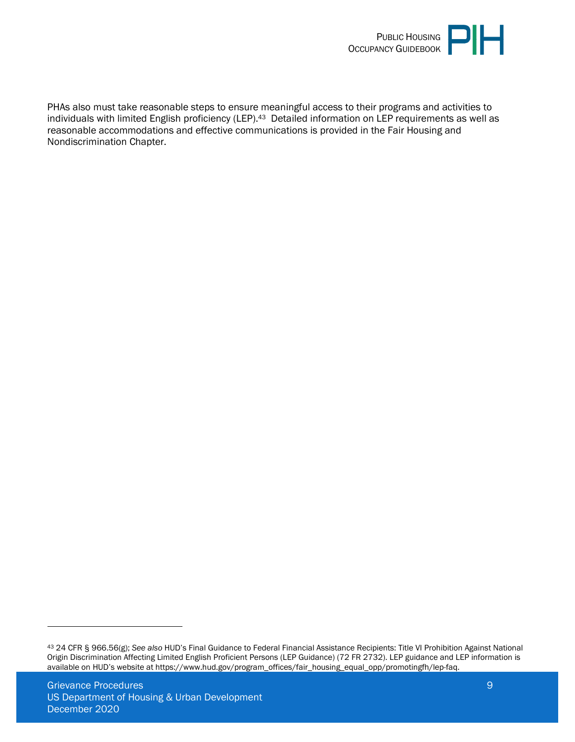PHAs also must take reasonable steps to ensure meaningful access to their programs and activities to individuals with limited English proficiency (LEP).[43] Detailed information on LEP requirements as well as reasonable accommodations and effective communications is provided in the Fair Housing and Nondiscrimination Chapter.

---

[43] 24 CFR § 966.56(g); *See also* HUD's Final Guidance to Federal Financial Assistance Recipients: Title VI Prohibition Against National Origin Discrimination Affecting Limited English Proficient Persons (LEP Guidance) (72 FR 2732). LEP guidance and LEP information is available on HUD's website at https://www.hud.gov/program_offices/fair_housing_equal_opp/promotingfh/lep-faq.